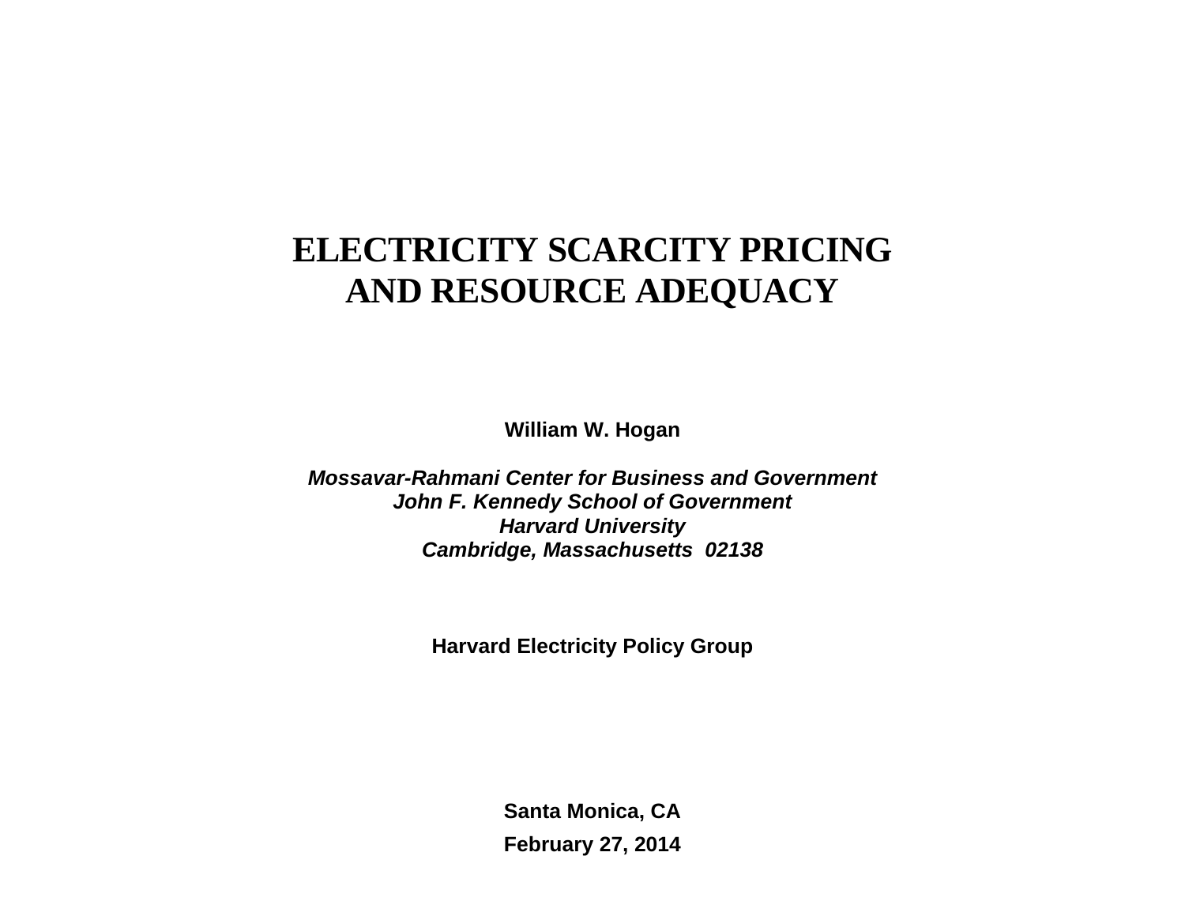# ELECTRICITY SCARCITY PRICING AND RESOURCE ADEQUACY

**William W. Hogan**

***Mossavar-Rahmani Center for Business and Government***
***John F. Kennedy School of Government***
***Harvard University***
***Cambridge, Massachusetts 02138***

**Harvard Electricity Policy Group**

**Santa Monica, CA**

**February 27, 2014**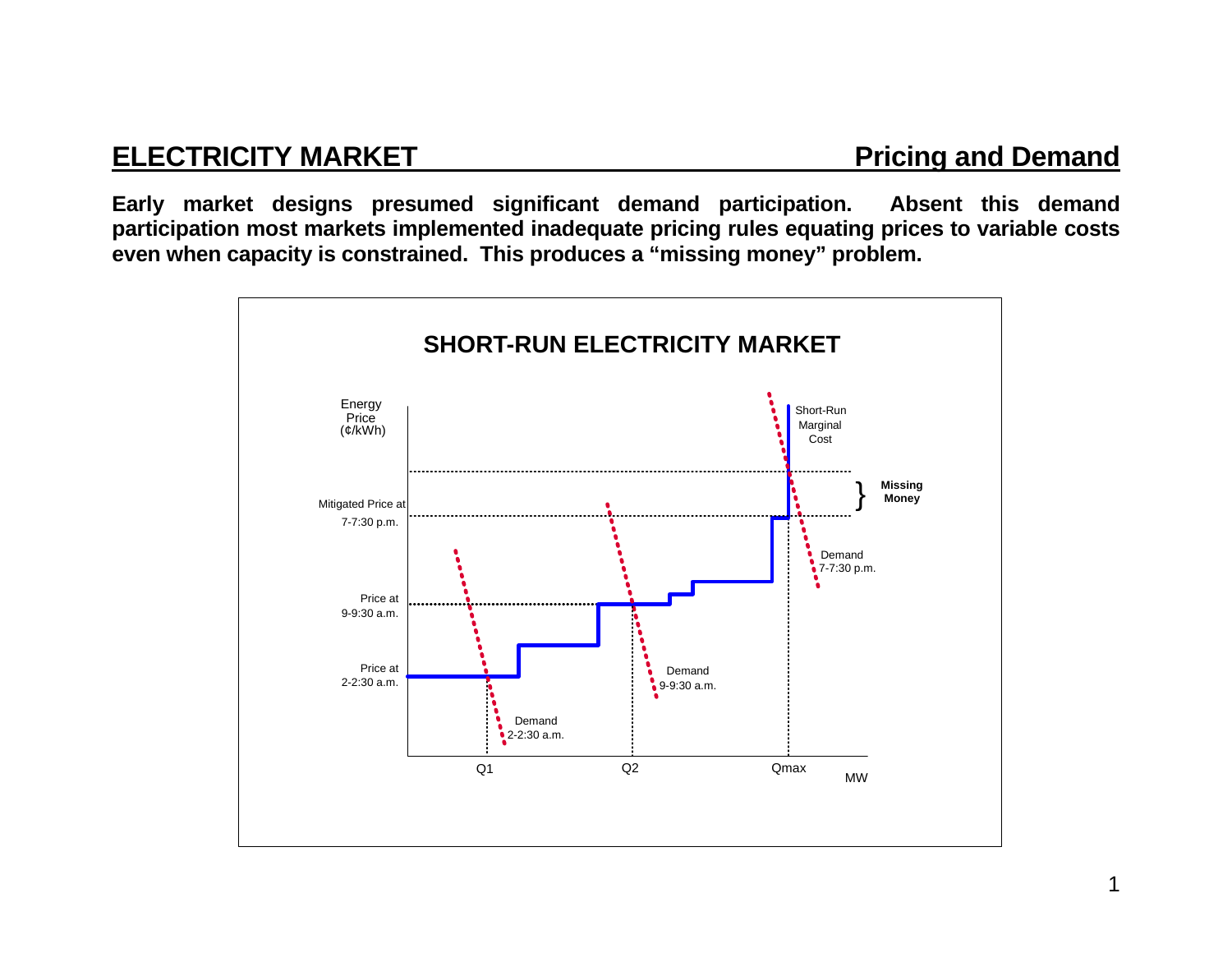# ELECTRICITY MARKET — Pricing and Demand

**Early market designs presumed significant demand participation. Absent this demand participation most markets implemented inadequate pricing rules equating prices to variable costs even when capacity is constrained. This produces a "missing money" problem.**

**SHORT-RUN ELECTRICITY MARKET**

Energy Price (¢/kWh)

Mitigated Price at 7-7:30 p.m.

Price at 9-9:30 a.m.

Price at 2-2:30 a.m.

Short-Run Marginal Cost

**Missing Money**

Demand 7-7:30 p.m.

Demand 9-9:30 a.m.

Demand 2-2:30 a.m.

Q1 Q2 Qmax MW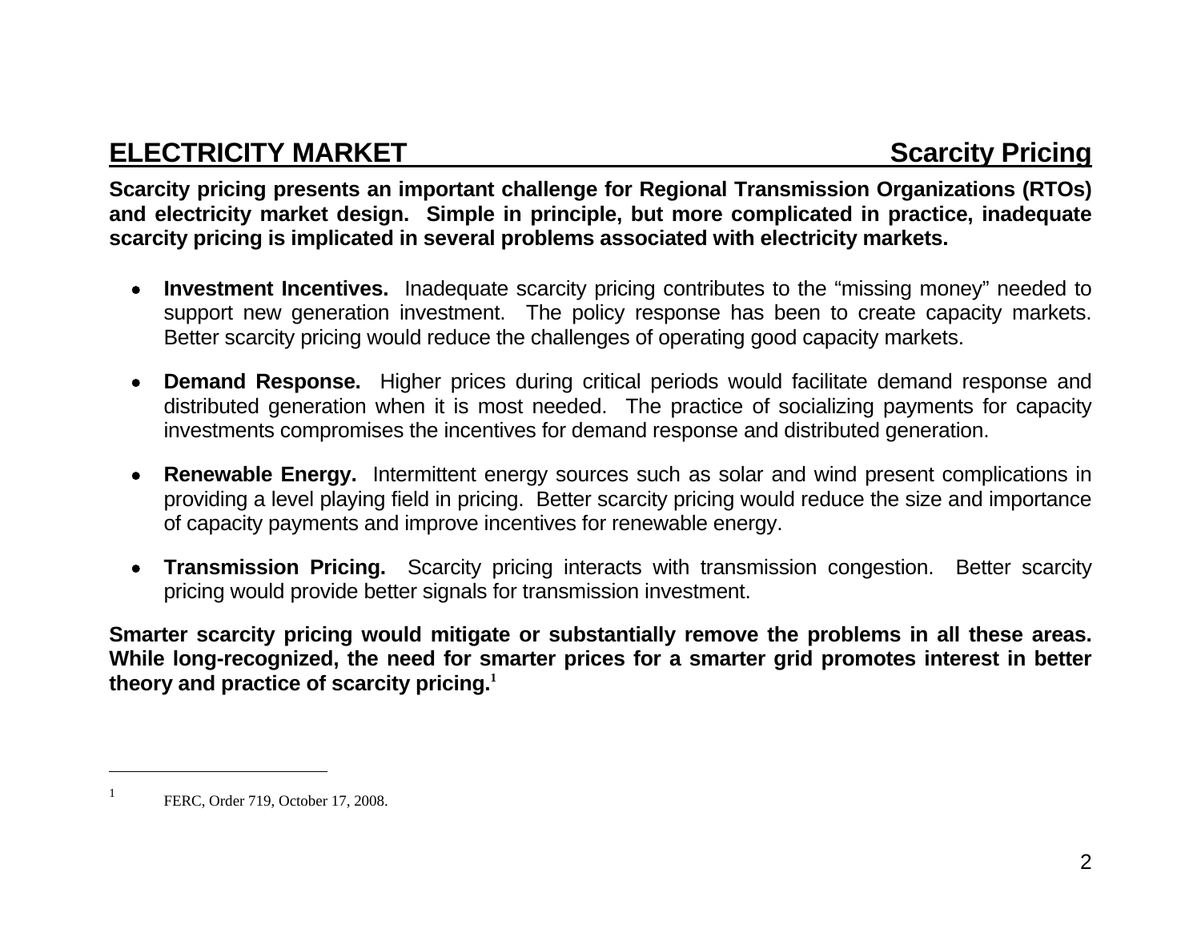## ELECTRICITY MARKET — Scarcity Pricing

**Scarcity pricing presents an important challenge for Regional Transmission Organizations (RTOs) and electricity market design. Simple in principle, but more complicated in practice, inadequate scarcity pricing is implicated in several problems associated with electricity markets.**

- **Investment Incentives.** Inadequate scarcity pricing contributes to the "missing money" needed to support new generation investment. The policy response has been to create capacity markets. Better scarcity pricing would reduce the challenges of operating good capacity markets.

- **Demand Response.** Higher prices during critical periods would facilitate demand response and distributed generation when it is most needed. The practice of socializing payments for capacity investments compromises the incentives for demand response and distributed generation.

- **Renewable Energy.** Intermittent energy sources such as solar and wind present complications in providing a level playing field in pricing. Better scarcity pricing would reduce the size and importance of capacity payments and improve incentives for renewable energy.

- **Transmission Pricing.** Scarcity pricing interacts with transmission congestion. Better scarcity pricing would provide better signals for transmission investment.

**Smarter scarcity pricing would mitigate or substantially remove the problems in all these areas. While long-recognized, the need for smarter prices for a smarter grid promotes interest in better theory and practice of scarcity pricing.[1]**

---

[1] FERC, Order 719, October 17, 2008.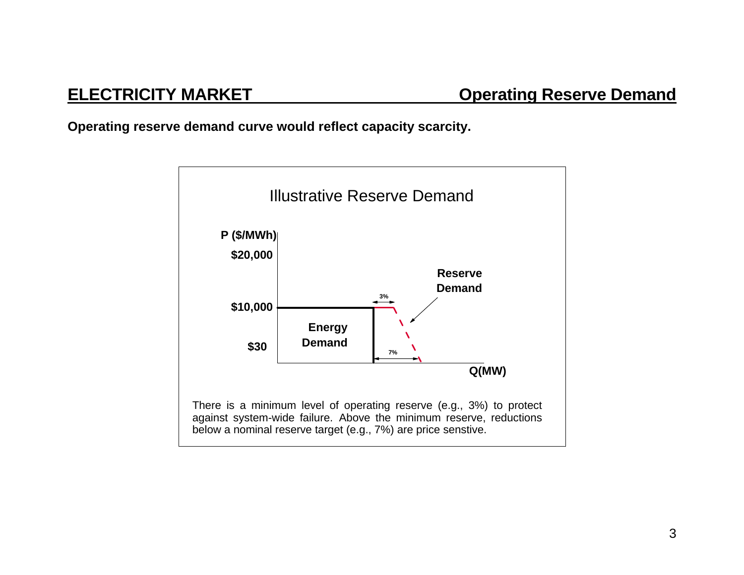## ELECTRICITY MARKET — Operating Reserve Demand

**Operating reserve demand curve would reflect capacity scarcity.**

Illustrative Reserve Demand

P ($/MWh)

$20,000

$10,000

$30

Energy Demand

Reserve Demand

3%

7%

Q(MW)

There is a minimum level of operating reserve (e.g., 3%) to protect against system-wide failure. Above the minimum reserve, reductions below a nominal reserve target (e.g., 7%) are price senstive.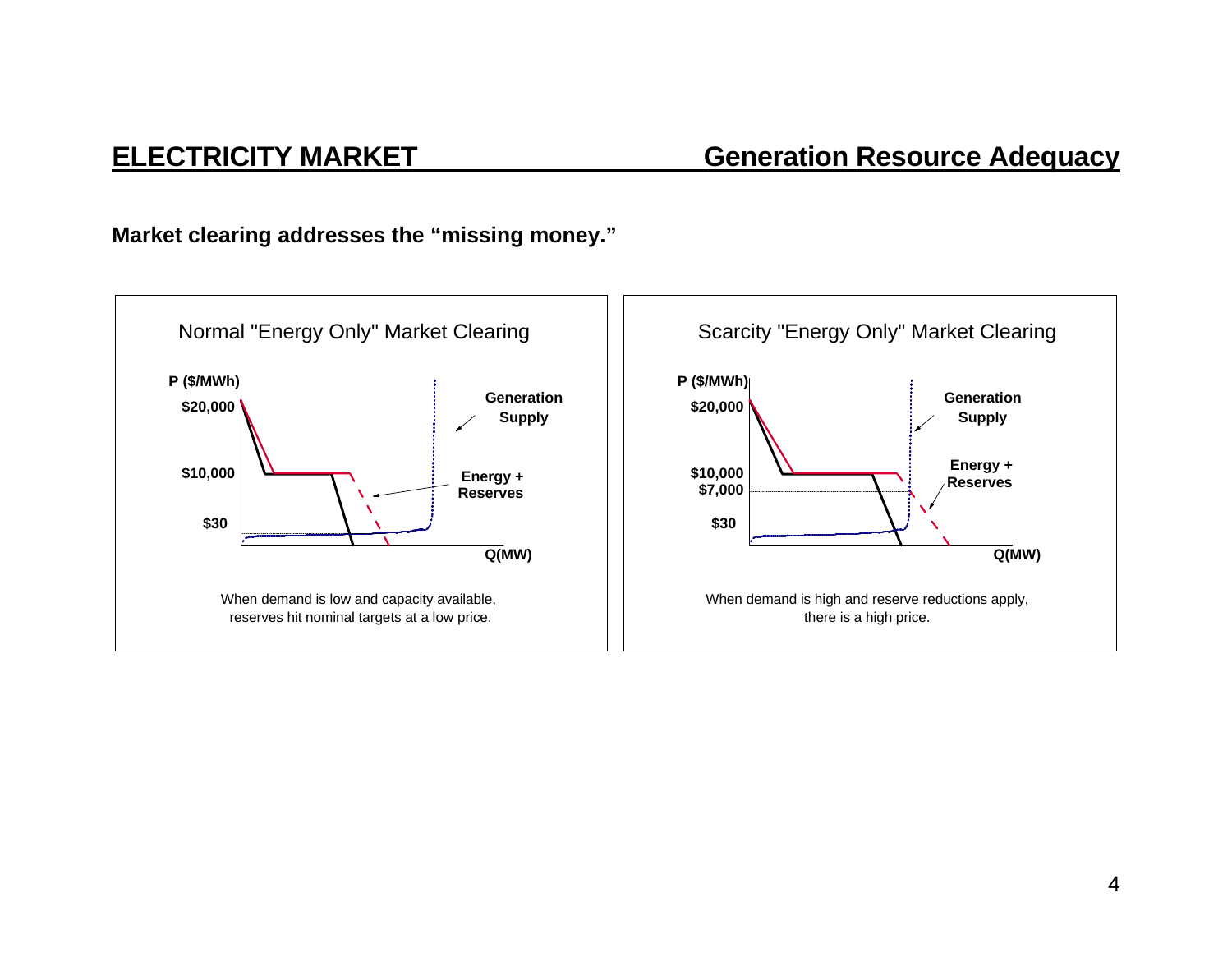## ELECTRICITY MARKET — Generation Resource Adequacy

**Market clearing addresses the "missing money."**

Normal "Energy Only" Market Clearing

P ($/MWh)

$20,000

$10,000

$30

Q(MW)

Generation Supply

Energy + Reserves

When demand is low and capacity available, reserves hit nominal targets at a low price.

Scarcity "Energy Only" Market Clearing

P ($/MWh)

$20,000

$10,000

$7,000

$30

Q(MW)

Generation Supply

Energy + Reserves

When demand is high and reserve reductions apply, there is a high price.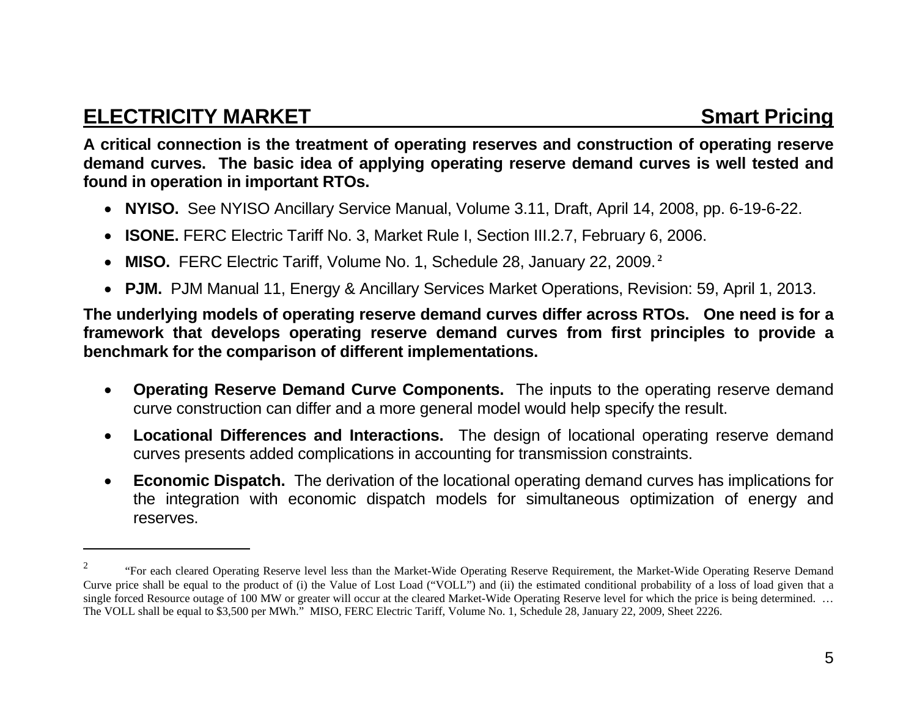## ELECTRICITY MARKET — Smart Pricing

**A critical connection is the treatment of operating reserves and construction of operating reserve demand curves. The basic idea of applying operating reserve demand curves is well tested and found in operation in important RTOs.**

- **NYISO.** See NYISO Ancillary Service Manual, Volume 3.11, Draft, April 14, 2008, pp. 6-19-6-22.
- **ISONE.** FERC Electric Tariff No. 3, Market Rule I, Section III.2.7, February 6, 2006.
- **MISO.** FERC Electric Tariff, Volume No. 1, Schedule 28, January 22, 2009.[2]
- **PJM.** PJM Manual 11, Energy & Ancillary Services Market Operations, Revision: 59, April 1, 2013.

**The underlying models of operating reserve demand curves differ across RTOs. One need is for a framework that develops operating reserve demand curves from first principles to provide a benchmark for the comparison of different implementations.**

- **Operating Reserve Demand Curve Components.** The inputs to the operating reserve demand curve construction can differ and a more general model would help specify the result.
- **Locational Differences and Interactions.** The design of locational operating reserve demand curves presents added complications in accounting for transmission constraints.
- **Economic Dispatch.** The derivation of the locational operating demand curves has implications for the integration with economic dispatch models for simultaneous optimization of energy and reserves.

---

[2] "For each cleared Operating Reserve level less than the Market-Wide Operating Reserve Requirement, the Market-Wide Operating Reserve Demand Curve price shall be equal to the product of (i) the Value of Lost Load ("VOLL") and (ii) the estimated conditional probability of a loss of load given that a single forced Resource outage of 100 MW or greater will occur at the cleared Market-Wide Operating Reserve level for which the price is being determined. … The VOLL shall be equal to $3,500 per MWh." MISO, FERC Electric Tariff, Volume No. 1, Schedule 28, January 22, 2009, Sheet 2226.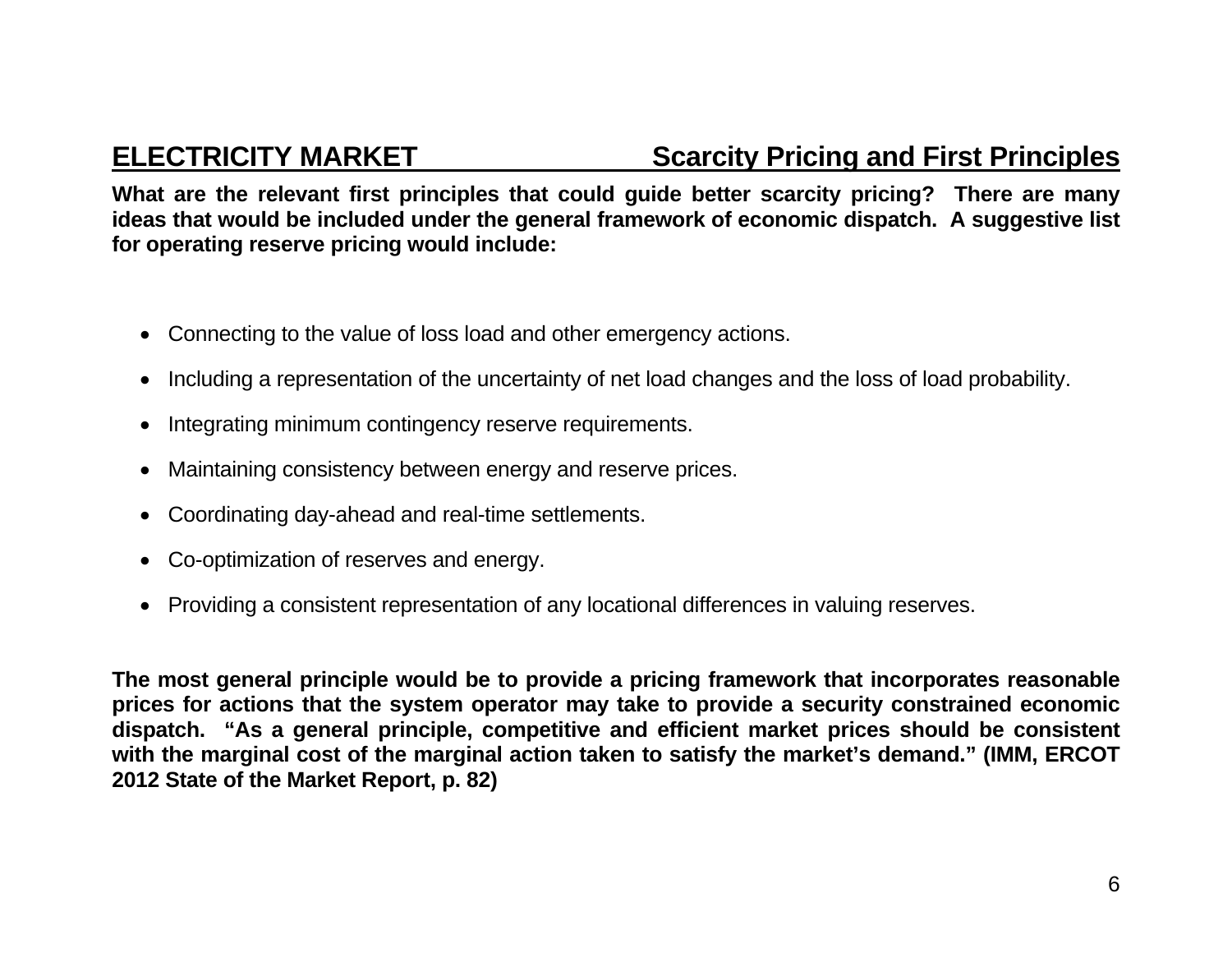## ELECTRICITY MARKET — Scarcity Pricing and First Principles

**What are the relevant first principles that could guide better scarcity pricing? There are many ideas that would be included under the general framework of economic dispatch. A suggestive list for operating reserve pricing would include:**

- Connecting to the value of loss load and other emergency actions.
- Including a representation of the uncertainty of net load changes and the loss of load probability.
- Integrating minimum contingency reserve requirements.
- Maintaining consistency between energy and reserve prices.
- Coordinating day-ahead and real-time settlements.
- Co-optimization of reserves and energy.
- Providing a consistent representation of any locational differences in valuing reserves.

**The most general principle would be to provide a pricing framework that incorporates reasonable prices for actions that the system operator may take to provide a security constrained economic dispatch. "As a general principle, competitive and efficient market prices should be consistent with the marginal cost of the marginal action taken to satisfy the market's demand." (IMM, ERCOT 2012 State of the Market Report, p. 82)**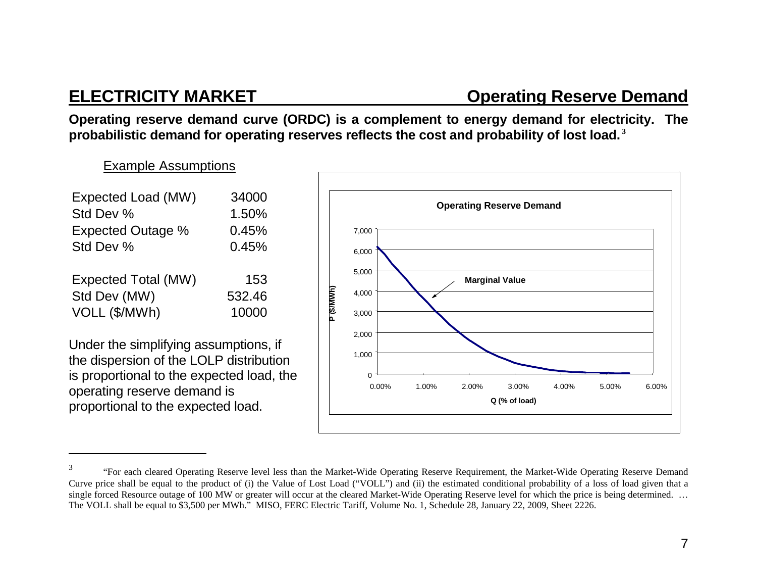## ELECTRICITY MARKET — Operating Reserve Demand

**Operating reserve demand curve (ORDC) is a complement to energy demand for electricity. The probabilistic demand for operating reserves reflects the cost and probability of lost load.** [3]

Example Assumptions

| | |
|---|---|
| Expected Load (MW) | 34000 |
| Std Dev % | 1.50% |
| Expected Outage % | 0.45% |
| Std Dev % | 0.45% |
| | |
| Expected Total (MW) | 153 |
| Std Dev (MW) | 532.46 |
| VOLL ($/MWh) | 10000 |

Under the simplifying assumptions, if the dispersion of the LOLP distribution is proportional to the expected load, the operating reserve demand is proportional to the expected load.

**Operating Reserve Demand**

(Chart: P ($/MWh) from 0 to 7,000 vs. Q (% of load) from 0.00% to 6.00%; curve labeled "Marginal Value")

---

[3] "For each cleared Operating Reserve level less than the Market-Wide Operating Reserve Requirement, the Market-Wide Operating Reserve Demand Curve price shall be equal to the product of (i) the Value of Lost Load ("VOLL") and (ii) the estimated conditional probability of a loss of load given that a single forced Resource outage of 100 MW or greater will occur at the cleared Market-Wide Operating Reserve level for which the price is being determined. … The VOLL shall be equal to $3,500 per MWh." MISO, FERC Electric Tariff, Volume No. 1, Schedule 28, January 22, 2009, Sheet 2226.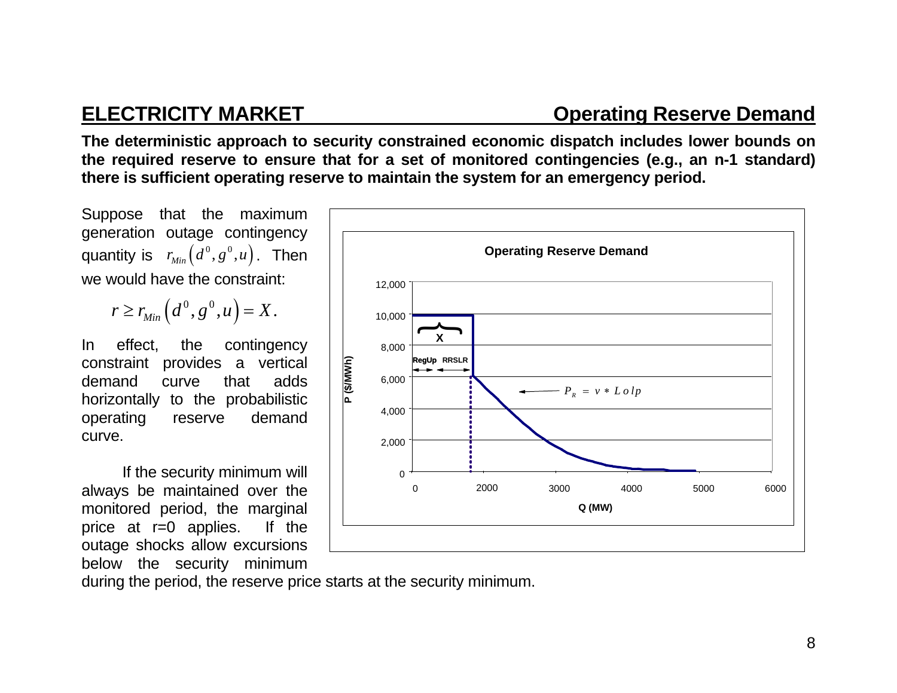## ELECTRICITY MARKET — Operating Reserve Demand

**The deterministic approach to security constrained economic dispatch includes lower bounds on the required reserve to ensure that for a set of monitored contingencies (e.g., an n-1 standard) there is sufficient operating reserve to maintain the system for an emergency period.**

Suppose that the maximum generation outage contingency quantity is $r_{Min}\left(d^0, g^0, u\right)$. Then we would have the constraint:

$$r \geq r_{Min}\left(d^0, g^0, u\right) = X.$$

In effect, the contingency constraint provides a vertical demand curve that adds horizontally to the probabilistic operating reserve demand curve.

If the security minimum will always be maintained over the monitored period, the marginal price at r=0 applies. If the outage shocks allow excursions below the security minimum during the period, the reserve price starts at the security minimum.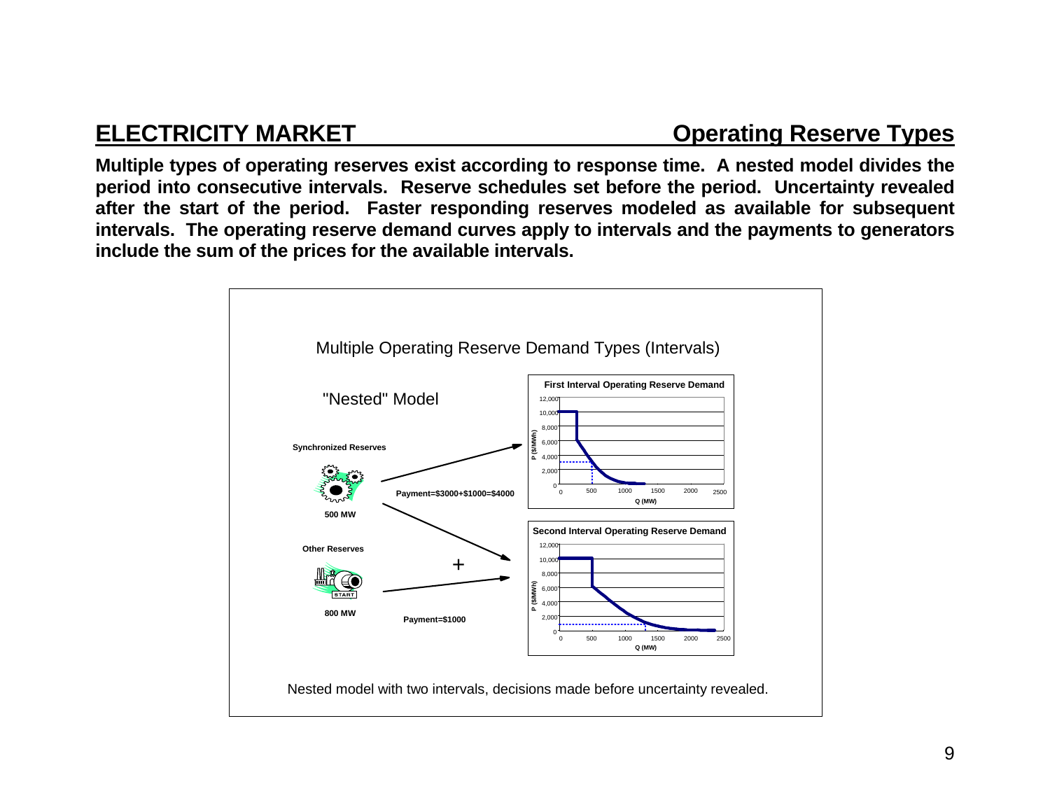## ELECTRICITY MARKET — Operating Reserve Types

**Multiple types of operating reserves exist according to response time. A nested model divides the period into consecutive intervals. Reserve schedules set before the period. Uncertainty revealed after the start of the period. Faster responding reserves modeled as available for subsequent intervals. The operating reserve demand curves apply to intervals and the payments to generators include the sum of the prices for the available intervals.**

Multiple Operating Reserve Demand Types (Intervals)

"Nested" Model

**Synchronized Reserves**

**500 MW**

**Payment=$3000+$1000=$4000**

**Other Reserves**

**800 MW**

**Payment=$1000**

**First Interval Operating Reserve Demand**

**Second Interval Operating Reserve Demand**

Nested model with two intervals, decisions made before uncertainty revealed.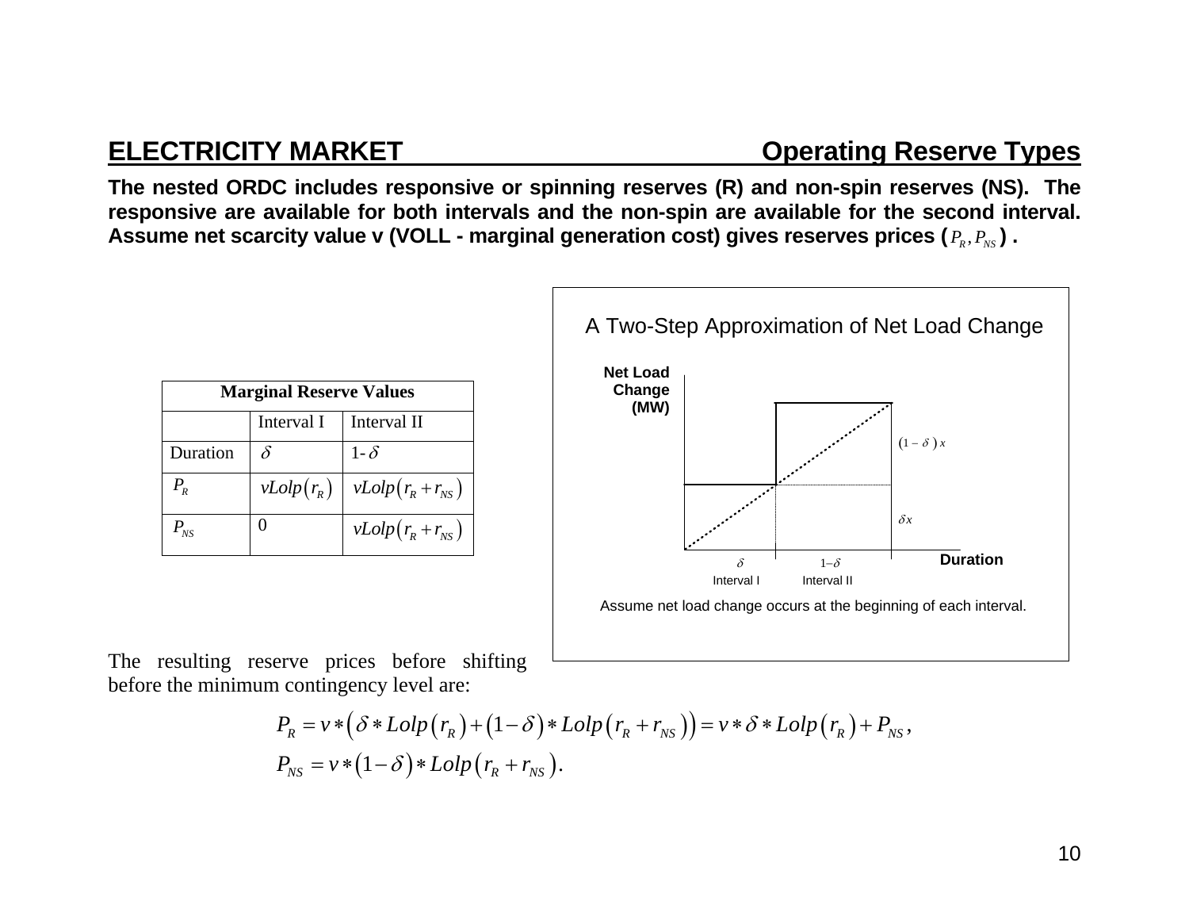## ELECTRICITY MARKET — Operating Reserve Types

**The nested ORDC includes responsive or spinning reserves (R) and non-spin reserves (NS). The responsive are available for both intervals and the non-spin are available for the second interval. Assume net scarcity value v (VOLL - marginal generation cost) gives reserves prices ($P_R, P_{NS}$) .**

| Marginal Reserve Values | | |
|---|---|---|
| | Interval I | Interval II |
| Duration | $\delta$ | 1-$\delta$ |
| $P_R$ | $vLolp(r_R)$ | $vLolp(r_R + r_{NS})$ |
| $P_{NS}$ | 0 | $vLolp(r_R + r_{NS})$ |

A Two-Step Approximation of Net Load Change

Net Load Change (MW)

$(1-\delta)x$

$\delta x$

$\delta$ Interval I — $1-\delta$ Interval II — Duration

Assume net load change occurs at the beginning of each interval.

The resulting reserve prices before shifting before the minimum contingency level are:

$$P_R = v*\left(\delta * Lolp\left(r_R\right) + \left(1-\delta\right) * Lolp\left(r_R + r_{NS}\right)\right) = v*\delta * Lolp\left(r_R\right) + P_{NS},$$

$$P_{NS} = v*\left(1-\delta\right) * Lolp\left(r_R + r_{NS}\right).$$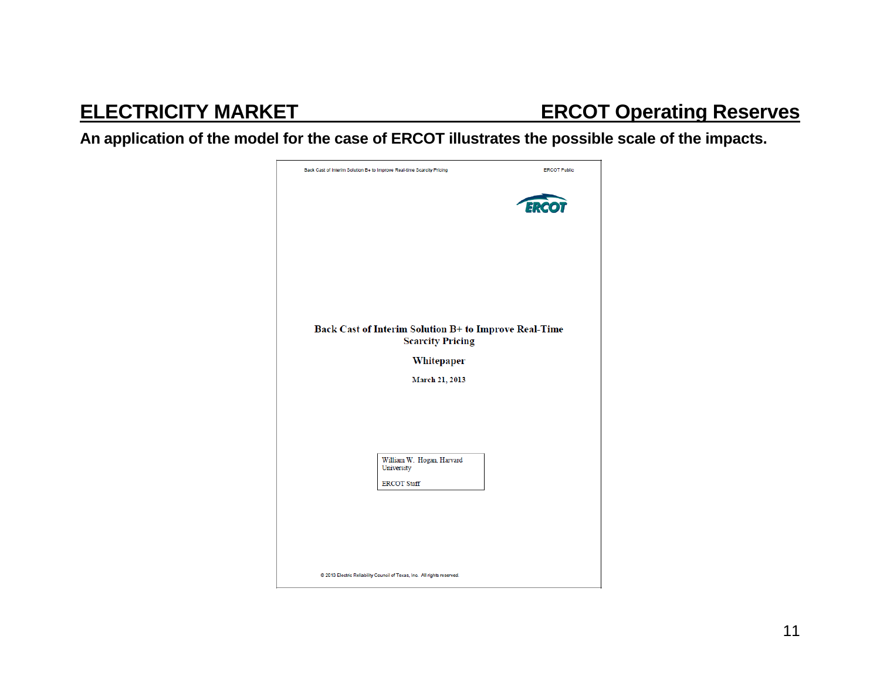## ELECTRICITY MARKET — ERCOT Operating Reserves

**An application of the model for the case of ERCOT illustrates the possible scale of the impacts.**

Back Cast of Interim Solution B+ to Improve Real-time Scarcity Pricing — ERCOT Public

ERCOT

**Back Cast of Interim Solution B+ to Improve Real-Time Scarcity Pricing**

**Whitepaper**

**March 21, 2013**

William W. Hogan, Harvard University

ERCOT Staff

© 2013 Electric Reliability Council of Texas, Inc. All rights reserved.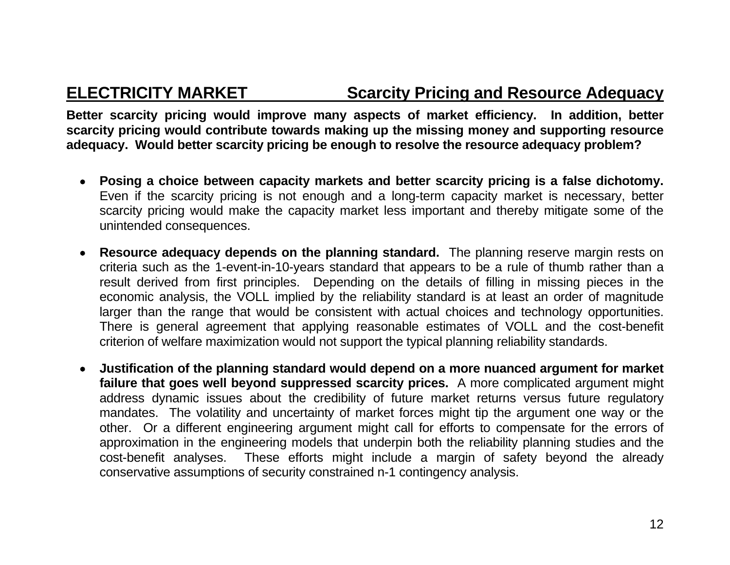## ELECTRICITY MARKET — Scarcity Pricing and Resource Adequacy

**Better scarcity pricing would improve many aspects of market efficiency. In addition, better scarcity pricing would contribute towards making up the missing money and supporting resource adequacy. Would better scarcity pricing be enough to resolve the resource adequacy problem?**

- **Posing a choice between capacity markets and better scarcity pricing is a false dichotomy.** Even if the scarcity pricing is not enough and a long-term capacity market is necessary, better scarcity pricing would make the capacity market less important and thereby mitigate some of the unintended consequences.

- **Resource adequacy depends on the planning standard.** The planning reserve margin rests on criteria such as the 1-event-in-10-years standard that appears to be a rule of thumb rather than a result derived from first principles. Depending on the details of filling in missing pieces in the economic analysis, the VOLL implied by the reliability standard is at least an order of magnitude larger than the range that would be consistent with actual choices and technology opportunities. There is general agreement that applying reasonable estimates of VOLL and the cost-benefit criterion of welfare maximization would not support the typical planning reliability standards.

- **Justification of the planning standard would depend on a more nuanced argument for market failure that goes well beyond suppressed scarcity prices.** A more complicated argument might address dynamic issues about the credibility of future market returns versus future regulatory mandates. The volatility and uncertainty of market forces might tip the argument one way or the other. Or a different engineering argument might call for efforts to compensate for the errors of approximation in the engineering models that underpin both the reliability planning studies and the cost-benefit analyses. These efforts might include a margin of safety beyond the already conservative assumptions of security constrained n-1 contingency analysis.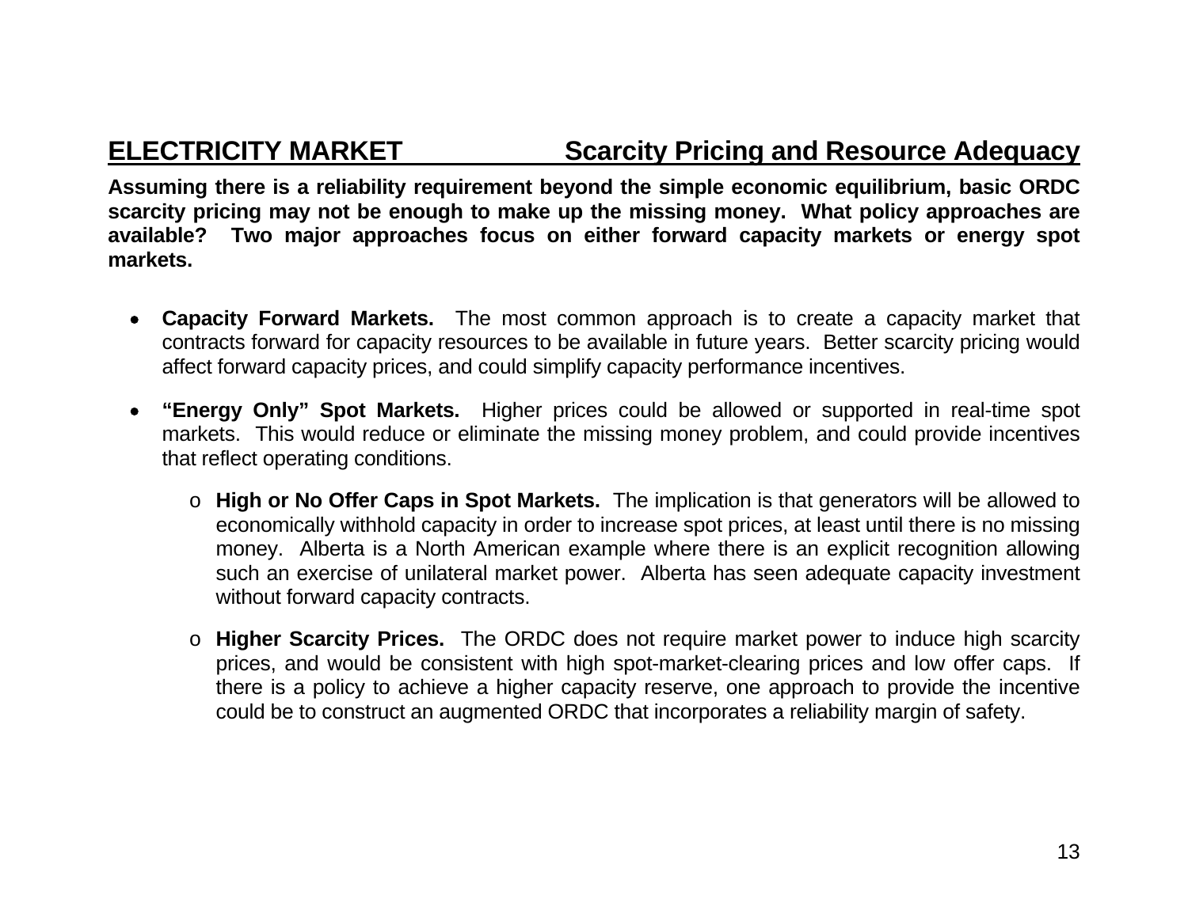## ELECTRICITY MARKET — Scarcity Pricing and Resource Adequacy

**Assuming there is a reliability requirement beyond the simple economic equilibrium, basic ORDC scarcity pricing may not be enough to make up the missing money. What policy approaches are available? Two major approaches focus on either forward capacity markets or energy spot markets.**

- **Capacity Forward Markets.** The most common approach is to create a capacity market that contracts forward for capacity resources to be available in future years. Better scarcity pricing would affect forward capacity prices, and could simplify capacity performance incentives.

- **"Energy Only" Spot Markets.** Higher prices could be allowed or supported in real-time spot markets. This would reduce or eliminate the missing money problem, and could provide incentives that reflect operating conditions.

  - **High or No Offer Caps in Spot Markets.** The implication is that generators will be allowed to economically withhold capacity in order to increase spot prices, at least until there is no missing money. Alberta is a North American example where there is an explicit recognition allowing such an exercise of unilateral market power. Alberta has seen adequate capacity investment without forward capacity contracts.

  - **Higher Scarcity Prices.** The ORDC does not require market power to induce high scarcity prices, and would be consistent with high spot-market-clearing prices and low offer caps. If there is a policy to achieve a higher capacity reserve, one approach to provide the incentive could be to construct an augmented ORDC that incorporates a reliability margin of safety.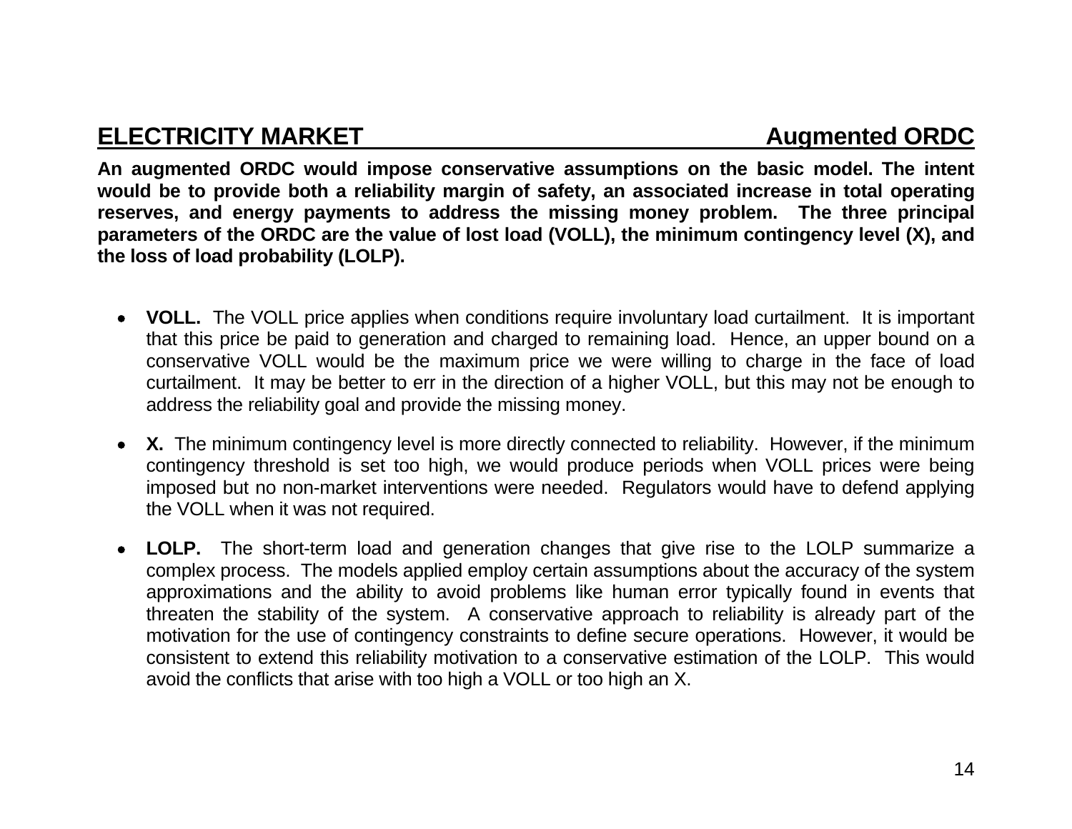## ELECTRICITY MARKET — Augmented ORDC

**An augmented ORDC would impose conservative assumptions on the basic model. The intent would be to provide both a reliability margin of safety, an associated increase in total operating reserves, and energy payments to address the missing money problem. The three principal parameters of the ORDC are the value of lost load (VOLL), the minimum contingency level (X), and the loss of load probability (LOLP).**

- **VOLL.** The VOLL price applies when conditions require involuntary load curtailment. It is important that this price be paid to generation and charged to remaining load. Hence, an upper bound on a conservative VOLL would be the maximum price we were willing to charge in the face of load curtailment. It may be better to err in the direction of a higher VOLL, but this may not be enough to address the reliability goal and provide the missing money.

- **X.** The minimum contingency level is more directly connected to reliability. However, if the minimum contingency threshold is set too high, we would produce periods when VOLL prices were being imposed but no non-market interventions were needed. Regulators would have to defend applying the VOLL when it was not required.

- **LOLP.** The short-term load and generation changes that give rise to the LOLP summarize a complex process. The models applied employ certain assumptions about the accuracy of the system approximations and the ability to avoid problems like human error typically found in events that threaten the stability of the system. A conservative approach to reliability is already part of the motivation for the use of contingency constraints to define secure operations. However, it would be consistent to extend this reliability motivation to a conservative estimation of the LOLP. This would avoid the conflicts that arise with too high a VOLL or too high an X.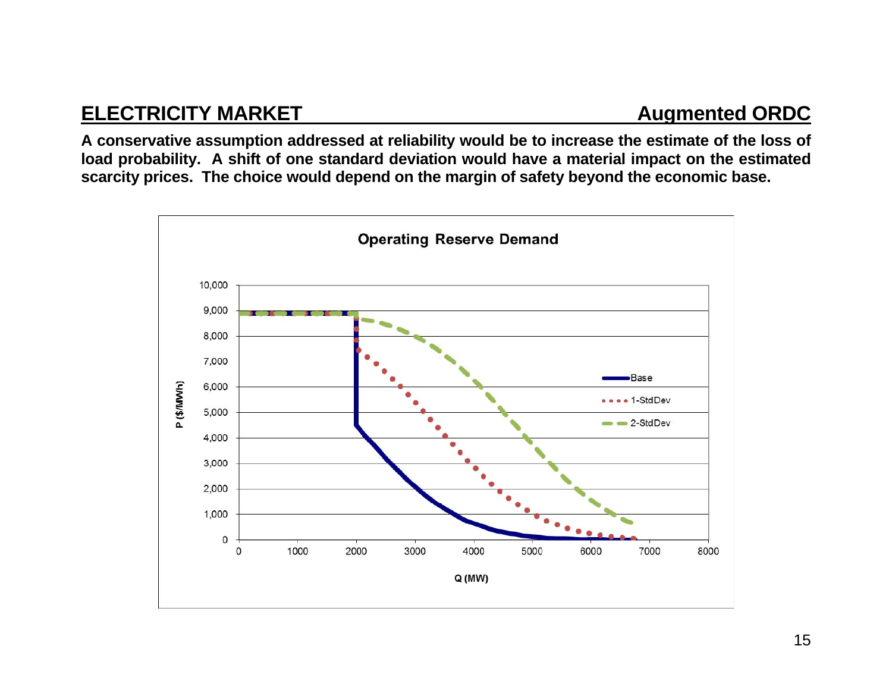## ELECTRICITY MARKET — Augmented ORDC

**A conservative assumption addressed at reliability would be to increase the estimate of the loss of load probability. A shift of one standard deviation would have a material impact on the estimated scarcity prices. The choice would depend on the margin of safety beyond the economic base.**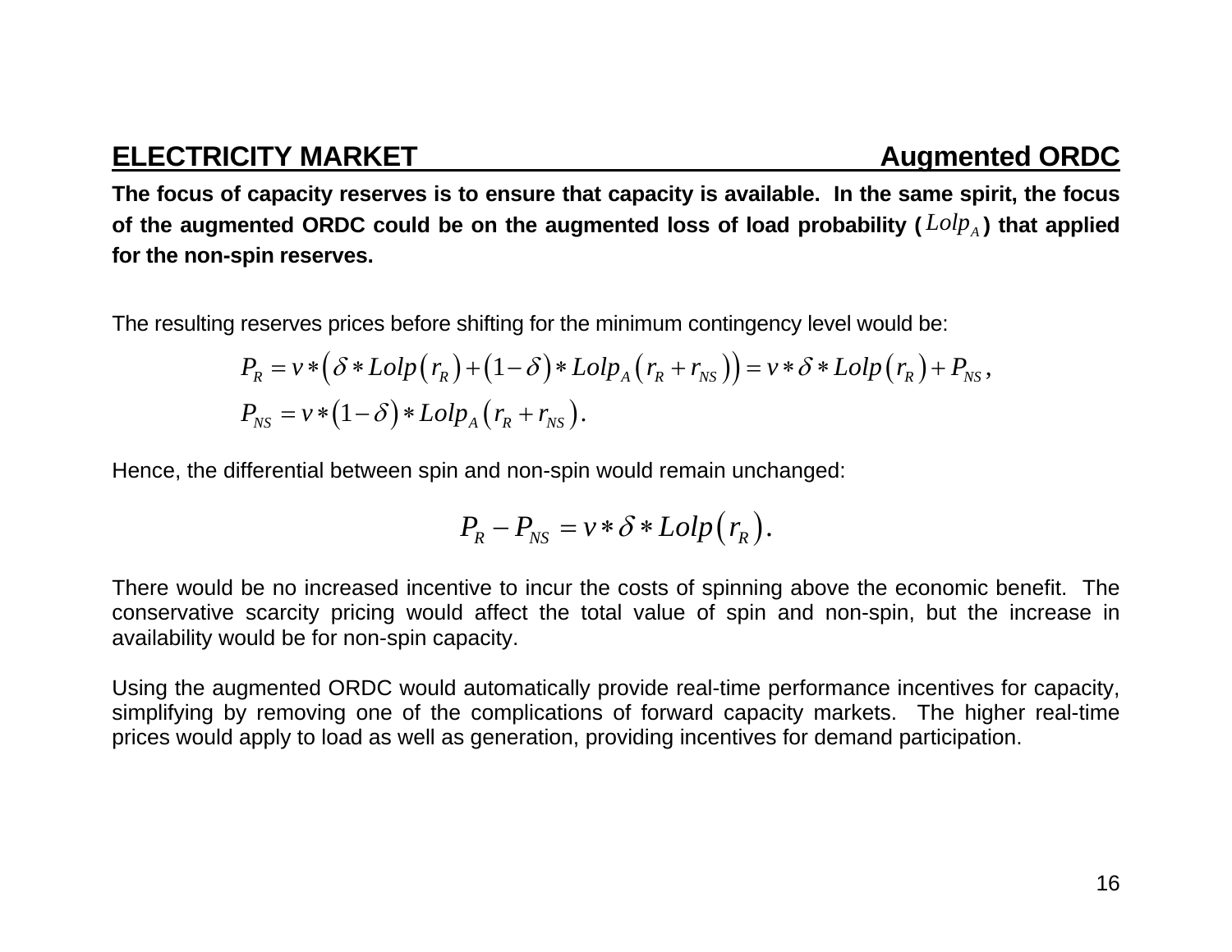## ELECTRICITY MARKET — Augmented ORDC

**The focus of capacity reserves is to ensure that capacity is available. In the same spirit, the focus of the augmented ORDC could be on the augmented loss of load probability ($Lolp_A$) that applied for the non-spin reserves.**

The resulting reserves prices before shifting for the minimum contingency level would be:

$$P_R = v * \left(\delta * Lolp\left(r_R\right) + \left(1-\delta\right) * Lolp_A\left(r_R + r_{NS}\right)\right) = v * \delta * Lolp\left(r_R\right) + P_{NS},$$

$$P_{NS} = v * \left(1-\delta\right) * Lolp_A\left(r_R + r_{NS}\right).$$

Hence, the differential between spin and non-spin would remain unchanged:

$$P_R - P_{NS} = v * \delta * Lolp\left(r_R\right).$$

There would be no increased incentive to incur the costs of spinning above the economic benefit. The conservative scarcity pricing would affect the total value of spin and non-spin, but the increase in availability would be for non-spin capacity.

Using the augmented ORDC would automatically provide real-time performance incentives for capacity, simplifying by removing one of the complications of forward capacity markets. The higher real-time prices would apply to load as well as generation, providing incentives for demand participation.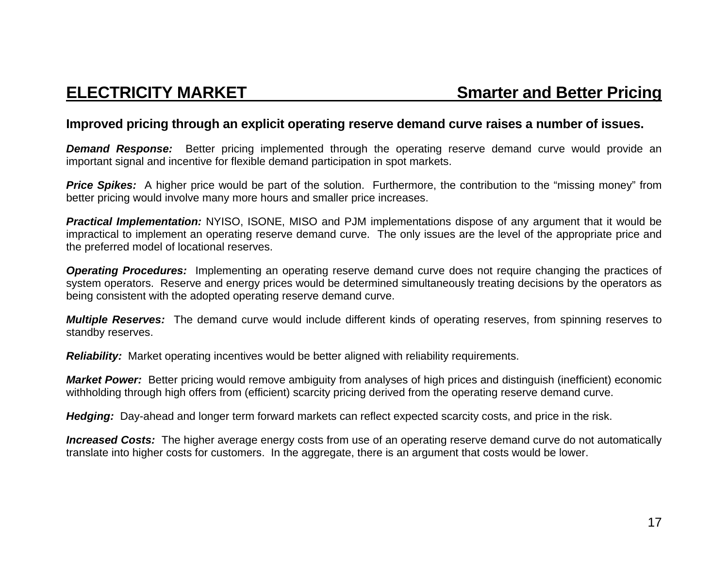## ELECTRICITY MARKET — Smarter and Better Pricing

**Improved pricing through an explicit operating reserve demand curve raises a number of issues.**

***Demand Response:*** Better pricing implemented through the operating reserve demand curve would provide an important signal and incentive for flexible demand participation in spot markets.

***Price Spikes:*** A higher price would be part of the solution. Furthermore, the contribution to the "missing money" from better pricing would involve many more hours and smaller price increases.

***Practical Implementation:*** NYISO, ISONE, MISO and PJM implementations dispose of any argument that it would be impractical to implement an operating reserve demand curve. The only issues are the level of the appropriate price and the preferred model of locational reserves.

***Operating Procedures:*** Implementing an operating reserve demand curve does not require changing the practices of system operators. Reserve and energy prices would be determined simultaneously treating decisions by the operators as being consistent with the adopted operating reserve demand curve.

***Multiple Reserves:*** The demand curve would include different kinds of operating reserves, from spinning reserves to standby reserves.

***Reliability:*** Market operating incentives would be better aligned with reliability requirements.

***Market Power:*** Better pricing would remove ambiguity from analyses of high prices and distinguish (inefficient) economic withholding through high offers from (efficient) scarcity pricing derived from the operating reserve demand curve.

***Hedging:*** Day-ahead and longer term forward markets can reflect expected scarcity costs, and price in the risk.

***Increased Costs:*** The higher average energy costs from use of an operating reserve demand curve do not automatically translate into higher costs for customers. In the aggregate, there is an argument that costs would be lower.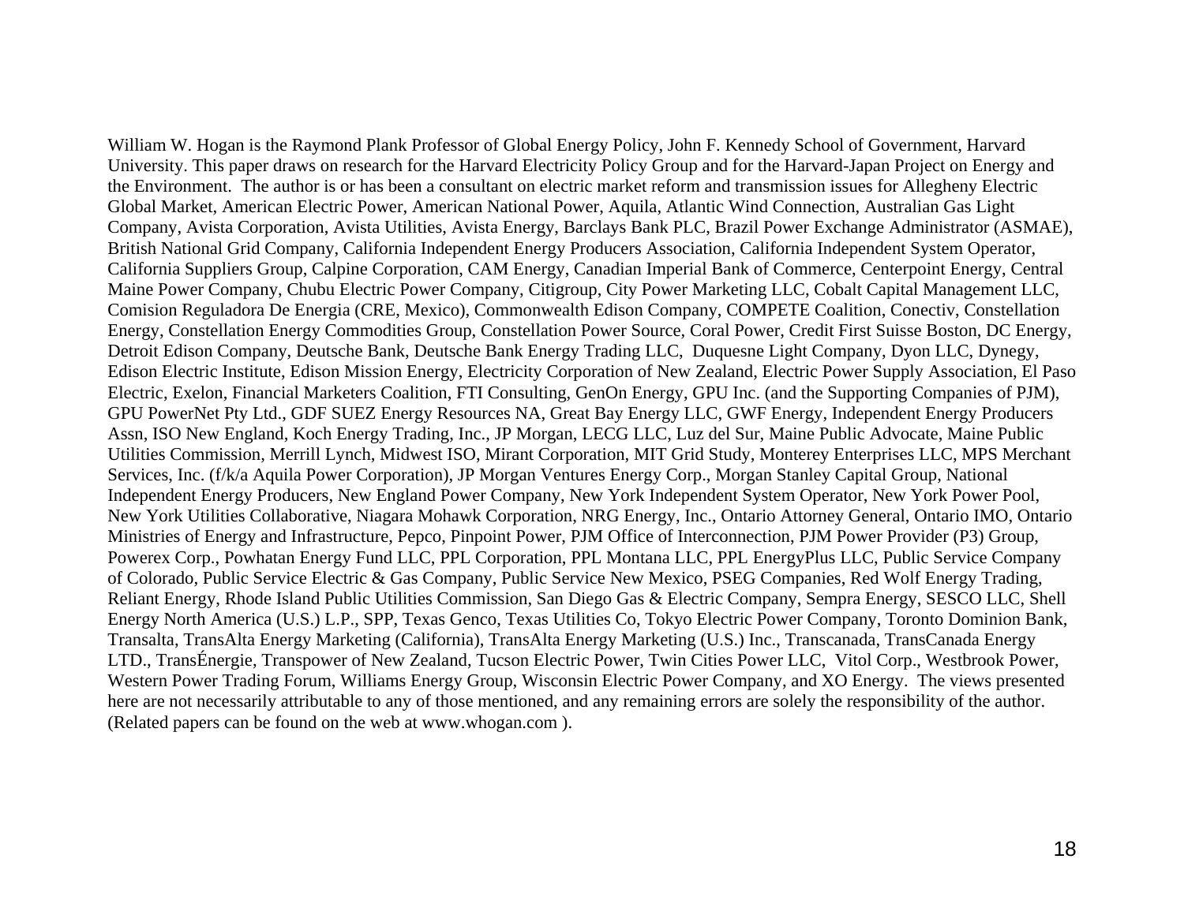William W. Hogan is the Raymond Plank Professor of Global Energy Policy, John F. Kennedy School of Government, Harvard University. This paper draws on research for the Harvard Electricity Policy Group and for the Harvard-Japan Project on Energy and the Environment. The author is or has been a consultant on electric market reform and transmission issues for Allegheny Electric Global Market, American Electric Power, American National Power, Aquila, Atlantic Wind Connection, Australian Gas Light Company, Avista Corporation, Avista Utilities, Avista Energy, Barclays Bank PLC, Brazil Power Exchange Administrator (ASMAE), British National Grid Company, California Independent Energy Producers Association, California Independent System Operator, California Suppliers Group, Calpine Corporation, CAM Energy, Canadian Imperial Bank of Commerce, Centerpoint Energy, Central Maine Power Company, Chubu Electric Power Company, Citigroup, City Power Marketing LLC, Cobalt Capital Management LLC, Comision Reguladora De Energia (CRE, Mexico), Commonwealth Edison Company, COMPETE Coalition, Conectiv, Constellation Energy, Constellation Energy Commodities Group, Constellation Power Source, Coral Power, Credit First Suisse Boston, DC Energy, Detroit Edison Company, Deutsche Bank, Deutsche Bank Energy Trading LLC, Duquesne Light Company, Dyon LLC, Dynegy, Edison Electric Institute, Edison Mission Energy, Electricity Corporation of New Zealand, Electric Power Supply Association, El Paso Electric, Exelon, Financial Marketers Coalition, FTI Consulting, GenOn Energy, GPU Inc. (and the Supporting Companies of PJM), GPU PowerNet Pty Ltd., GDF SUEZ Energy Resources NA, Great Bay Energy LLC, GWF Energy, Independent Energy Producers Assn, ISO New England, Koch Energy Trading, Inc., JP Morgan, LECG LLC, Luz del Sur, Maine Public Advocate, Maine Public Utilities Commission, Merrill Lynch, Midwest ISO, Mirant Corporation, MIT Grid Study, Monterey Enterprises LLC, MPS Merchant Services, Inc. (f/k/a Aquila Power Corporation), JP Morgan Ventures Energy Corp., Morgan Stanley Capital Group, National Independent Energy Producers, New England Power Company, New York Independent System Operator, New York Power Pool, New York Utilities Collaborative, Niagara Mohawk Corporation, NRG Energy, Inc., Ontario Attorney General, Ontario IMO, Ontario Ministries of Energy and Infrastructure, Pepco, Pinpoint Power, PJM Office of Interconnection, PJM Power Provider (P3) Group, Powerex Corp., Powhatan Energy Fund LLC, PPL Corporation, PPL Montana LLC, PPL EnergyPlus LLC, Public Service Company of Colorado, Public Service Electric & Gas Company, Public Service New Mexico, PSEG Companies, Red Wolf Energy Trading, Reliant Energy, Rhode Island Public Utilities Commission, San Diego Gas & Electric Company, Sempra Energy, SESCO LLC, Shell Energy North America (U.S.) L.P., SPP, Texas Genco, Texas Utilities Co, Tokyo Electric Power Company, Toronto Dominion Bank, Transalta, TransAlta Energy Marketing (California), TransAlta Energy Marketing (U.S.) Inc., Transcanada, TransCanada Energy LTD., TransÉnergie, Transpower of New Zealand, Tucson Electric Power, Twin Cities Power LLC, Vitol Corp., Westbrook Power, Western Power Trading Forum, Williams Energy Group, Wisconsin Electric Power Company, and XO Energy. The views presented here are not necessarily attributable to any of those mentioned, and any remaining errors are solely the responsibility of the author. (Related papers can be found on the web at www.whogan.com ).